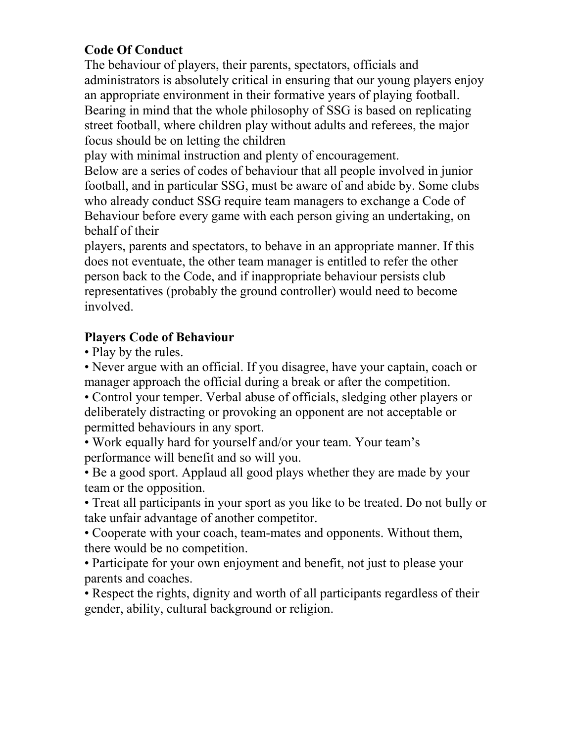## Code Of Conduct

The behaviour of players, their parents, spectators, officials and administrators is absolutely critical in ensuring that our young players enjoy an appropriate environment in their formative years of playing football. Bearing in mind that the whole philosophy of SSG is based on replicating street football, where children play without adults and referees, the major focus should be on letting the children play with minimal instruction and plenty of encouragement.

Below are a series of codes of behaviour that all people involved in junior football, and in particular SSG, must be aware of and abide by. Some clubs who already conduct SSG require team managers to exchange a Code of Behaviour before every game with each person giving an undertaking, on behalf of their players, parents and spectators, to behave in an appropriate manner. If this does not eventuate, the other team manager is entitled to refer the other person back to the Code, and if inappropriate behaviour persists club representatives (probably the ground controller) would need to become involved.

## Players Code of Behaviour

- Play by the rules.
- Never argue with an official. If you disagree, have your captain, coach or manager approach the official during a break or after the competition.
- Control your temper. Verbal abuse of officials, sledging other players or deliberately distracting or provoking an opponent are not acceptable or permitted behaviours in any sport.
- Work equally hard for yourself and/or your team. Your team's performance will benefit and so will you.
- Be a good sport. Applaud all good plays whether they are made by your team or the opposition.
- Treat all participants in your sport as you like to be treated. Do not bully or take unfair advantage of another competitor.
- Cooperate with your coach, team-mates and opponents. Without them, there would be no competition.
- Participate for your own enjoyment and benefit, not just to please your parents and coaches.
- Respect the rights, dignity and worth of all participants regardless of their gender, ability, cultural background or religion.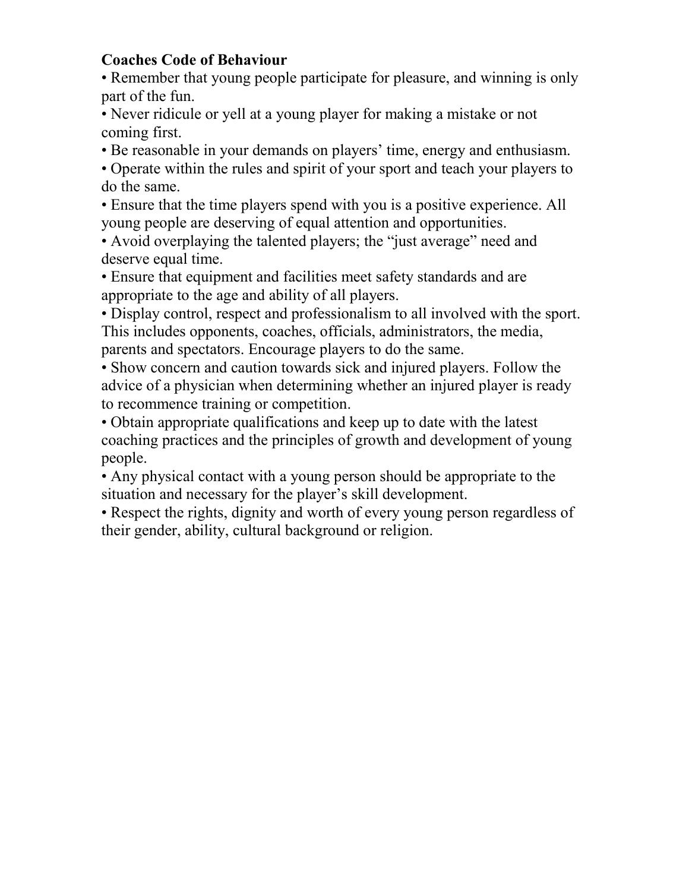**Coaches Code of Behaviour**

- Remember that young people participate for pleasure, and winning is only part of the fun.
- Never ridicule or yell at a young player for making a mistake or not coming first.
- Be reasonable in your demands on players' time, energy and enthusiasm.
- Operate within the rules and spirit of your sport and teach your players to do the same.
- Ensure that the time players spend with you is a positive experience. All young people are deserving of equal attention and opportunities.
- Avoid overplaying the talented players; the "just average" need and deserve equal time.
- Ensure that equipment and facilities meet safety standards and are appropriate to the age and ability of all players.
- Display control, respect and professionalism to all involved with the sport. This includes opponents, coaches, officials, administrators, the media, parents and spectators. Encourage players to do the same.
- Show concern and caution towards sick and injured players. Follow the advice of a physician when determining whether an injured player is ready to recommence training or competition.
- Obtain appropriate qualifications and keep up to date with the latest coaching practices and the principles of growth and development of young people.
- Any physical contact with a young person should be appropriate to the situation and necessary for the player's skill development.
- Respect the rights, dignity and worth of every young person regardless of their gender, ability, cultural background or religion.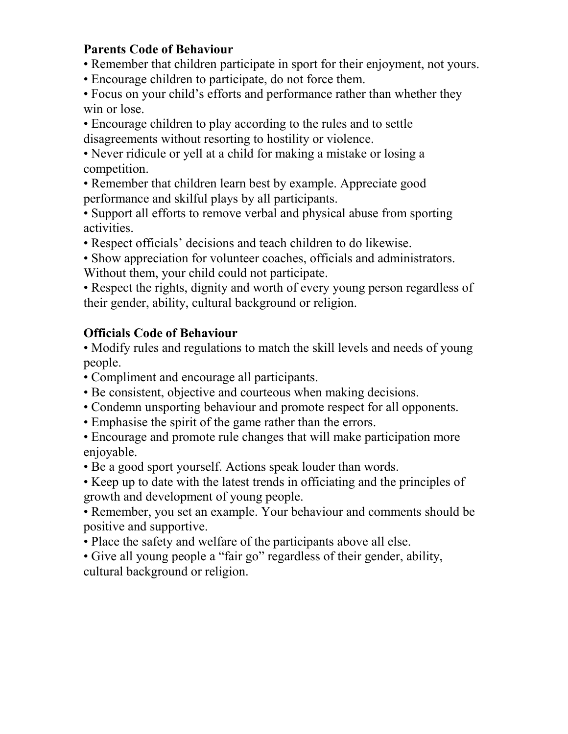**Parents Code of Behaviour**

- Remember that children participate in sport for their enjoyment, not yours.
- Encourage children to participate, do not force them.
- Focus on your child's efforts and performance rather than whether they win or lose.
- Encourage children to play according to the rules and to settle disagreements without resorting to hostility or violence.
- Never ridicule or yell at a child for making a mistake or losing a competition.
- Remember that children learn best by example. Appreciate good performance and skilful plays by all participants.
- Support all efforts to remove verbal and physical abuse from sporting activities.
- Respect officials' decisions and teach children to do likewise.
- Show appreciation for volunteer coaches, officials and administrators. Without them, your child could not participate.
- Respect the rights, dignity and worth of every young person regardless of their gender, ability, cultural background or religion.

**Officials Code of Behaviour**

- Modify rules and regulations to match the skill levels and needs of young people.
- Compliment and encourage all participants.
- Be consistent, objective and courteous when making decisions.
- Condemn unsporting behaviour and promote respect for all opponents.
- Emphasise the spirit of the game rather than the errors.
- Encourage and promote rule changes that will make participation more enjoyable.
- Be a good sport yourself. Actions speak louder than words.
- Keep up to date with the latest trends in officiating and the principles of growth and development of young people.
- Remember, you set an example. Your behaviour and comments should be positive and supportive.
- Place the safety and welfare of the participants above all else.
- Give all young people a "fair go" regardless of their gender, ability, cultural background or religion.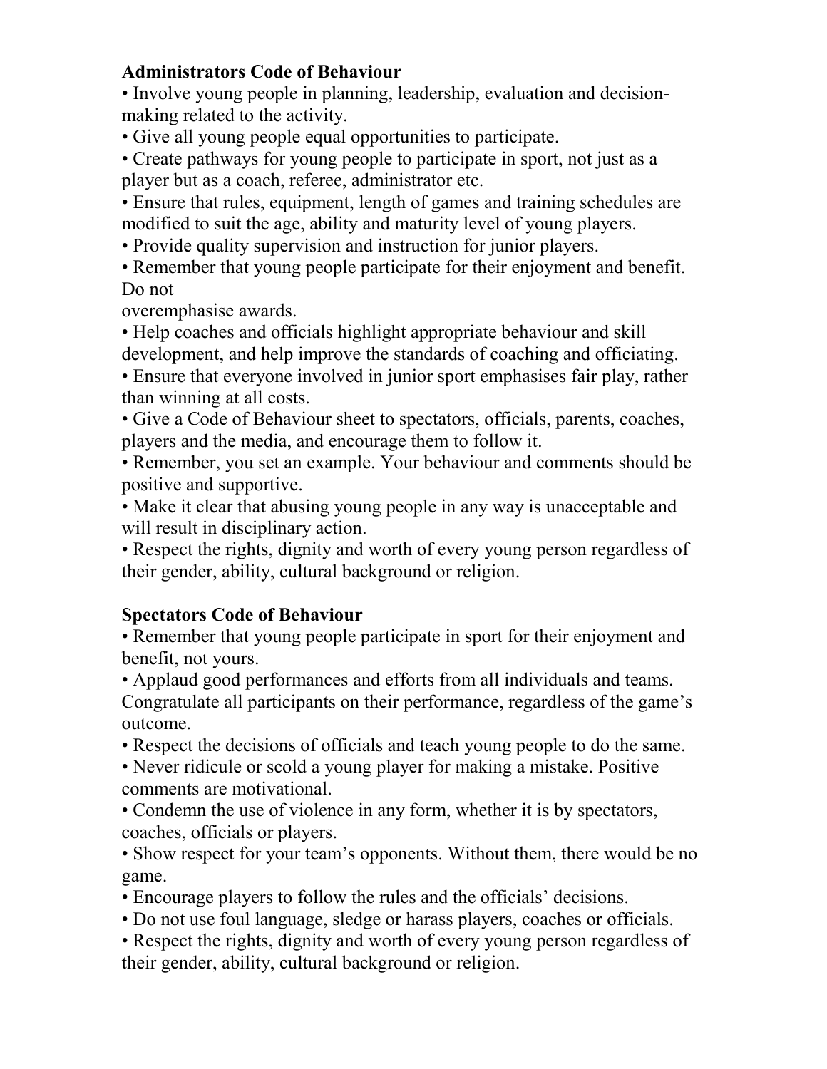**Administrators Code of Behaviour**

- Involve young people in planning, leadership, evaluation and decision-making related to the activity.
- Give all young people equal opportunities to participate.
- Create pathways for young people to participate in sport, not just as a player but as a coach, referee, administrator etc.
- Ensure that rules, equipment, length of games and training schedules are modified to suit the age, ability and maturity level of young players.
- Provide quality supervision and instruction for junior players.
- Remember that young people participate for their enjoyment and benefit. Do not overemphasise awards.
- Help coaches and officials highlight appropriate behaviour and skill development, and help improve the standards of coaching and officiating.
- Ensure that everyone involved in junior sport emphasises fair play, rather than winning at all costs.
- Give a Code of Behaviour sheet to spectators, officials, parents, coaches, players and the media, and encourage them to follow it.
- Remember, you set an example. Your behaviour and comments should be positive and supportive.
- Make it clear that abusing young people in any way is unacceptable and will result in disciplinary action.
- Respect the rights, dignity and worth of every young person regardless of their gender, ability, cultural background or religion.

**Spectators Code of Behaviour**

- Remember that young people participate in sport for their enjoyment and benefit, not yours.
- Applaud good performances and efforts from all individuals and teams. Congratulate all participants on their performance, regardless of the game's outcome.
- Respect the decisions of officials and teach young people to do the same.
- Never ridicule or scold a young player for making a mistake. Positive comments are motivational.
- Condemn the use of violence in any form, whether it is by spectators, coaches, officials or players.
- Show respect for your team's opponents. Without them, there would be no game.
- Encourage players to follow the rules and the officials' decisions.
- Do not use foul language, sledge or harass players, coaches or officials.
- Respect the rights, dignity and worth of every young person regardless of their gender, ability, cultural background or religion.